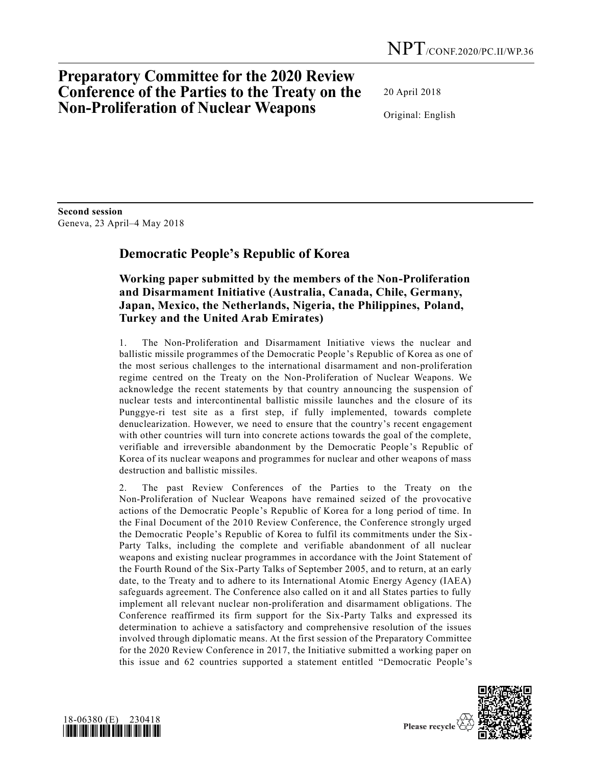NPT/CONF.2020/PC.II/WP.36

# Preparatory Committee for the 2020 Review Conference of the Parties to the Treaty on the Non-Proliferation of Nuclear Weapons

20 April 2018

Original: English

**Second session**
Geneva, 23 April–4 May 2018

## Democratic People's Republic of Korea

### Working paper submitted by the members of the Non-Proliferation and Disarmament Initiative (Australia, Canada, Chile, Germany, Japan, Mexico, the Netherlands, Nigeria, the Philippines, Poland, Turkey and the United Arab Emirates)

1. The Non-Proliferation and Disarmament Initiative views the nuclear and ballistic missile programmes of the Democratic People's Republic of Korea as one of the most serious challenges to the international disarmament and non-proliferation regime centred on the Treaty on the Non-Proliferation of Nuclear Weapons. We acknowledge the recent statements by that country announcing the suspension of nuclear tests and intercontinental ballistic missile launches and the closure of its Punggye-ri test site as a first step, if fully implemented, towards complete denuclearization. However, we need to ensure that the country's recent engagement with other countries will turn into concrete actions towards the goal of the complete, verifiable and irreversible abandonment by the Democratic People's Republic of Korea of its nuclear weapons and programmes for nuclear and other weapons of mass destruction and ballistic missiles.

2. The past Review Conferences of the Parties to the Treaty on the Non-Proliferation of Nuclear Weapons have remained seized of the provocative actions of the Democratic People's Republic of Korea for a long period of time. In the Final Document of the 2010 Review Conference, the Conference strongly urged the Democratic People's Republic of Korea to fulfil its commitments under the Six-Party Talks, including the complete and verifiable abandonment of all nuclear weapons and existing nuclear programmes in accordance with the Joint Statement of the Fourth Round of the Six-Party Talks of September 2005, and to return, at an early date, to the Treaty and to adhere to its International Atomic Energy Agency (IAEA) safeguards agreement. The Conference also called on it and all States parties to fully implement all relevant nuclear non-proliferation and disarmament obligations. The Conference reaffirmed its firm support for the Six-Party Talks and expressed its determination to achieve a satisfactory and comprehensive resolution of the issues involved through diplomatic means. At the first session of the Preparatory Committee for the 2020 Review Conference in 2017, the Initiative submitted a working paper on this issue and 62 countries supported a statement entitled "Democratic People's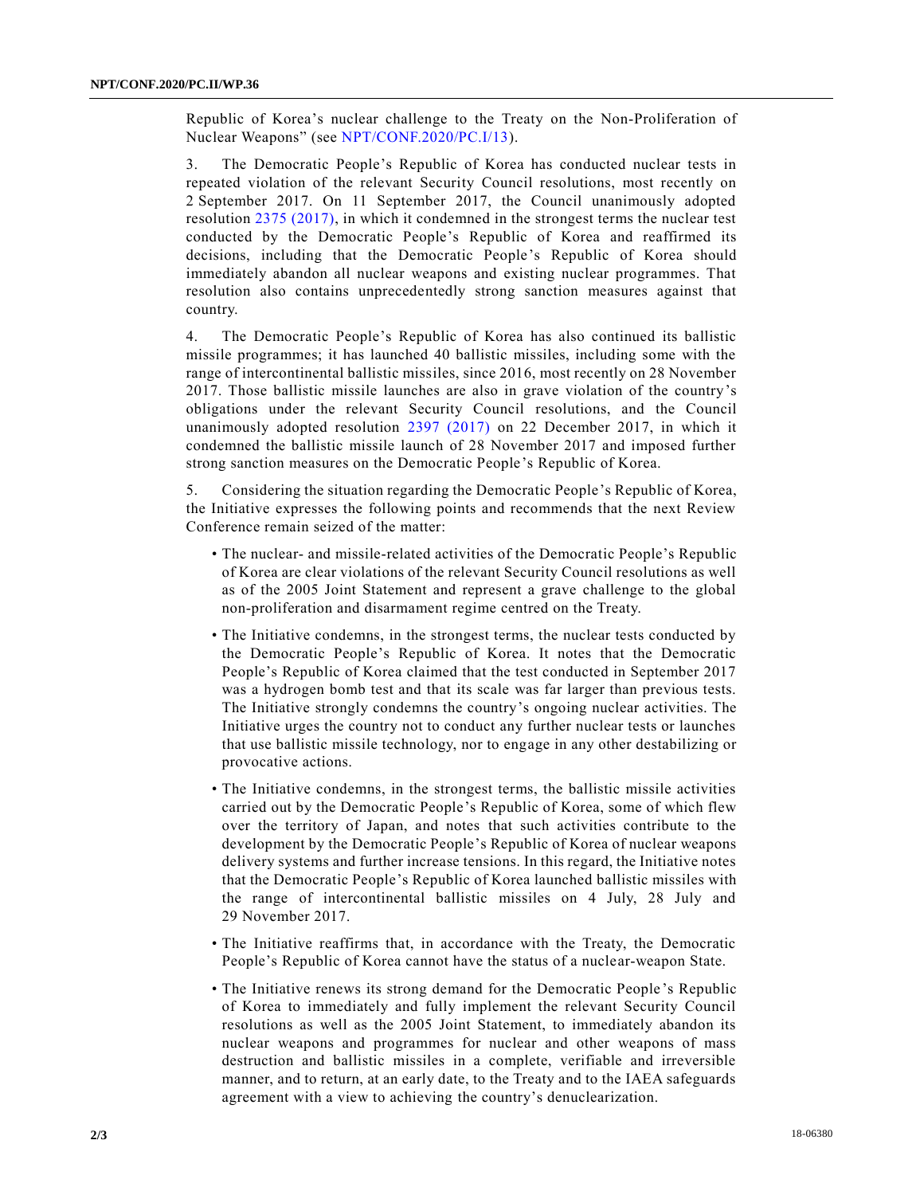Republic of Korea's nuclear challenge to the Treaty on the Non-Proliferation of Nuclear Weapons" (see NPT/CONF.2020/PC.I/13).

3. The Democratic People's Republic of Korea has conducted nuclear tests in repeated violation of the relevant Security Council resolutions, most recently on 2 September 2017. On 11 September 2017, the Council unanimously adopted resolution 2375 (2017), in which it condemned in the strongest terms the nuclear test conducted by the Democratic People's Republic of Korea and reaffirmed its decisions, including that the Democratic People's Republic of Korea should immediately abandon all nuclear weapons and existing nuclear programmes. That resolution also contains unprecedentedly strong sanction measures against that country.

4. The Democratic People's Republic of Korea has also continued its ballistic missile programmes; it has launched 40 ballistic missiles, including some with the range of intercontinental ballistic missiles, since 2016, most recently on 28 November 2017. Those ballistic missile launches are also in grave violation of the country's obligations under the relevant Security Council resolutions, and the Council unanimously adopted resolution 2397 (2017) on 22 December 2017, in which it condemned the ballistic missile launch of 28 November 2017 and imposed further strong sanction measures on the Democratic People's Republic of Korea.

5. Considering the situation regarding the Democratic People's Republic of Korea, the Initiative expresses the following points and recommends that the next Review Conference remain seized of the matter:

- The nuclear- and missile-related activities of the Democratic People's Republic of Korea are clear violations of the relevant Security Council resolutions as well as of the 2005 Joint Statement and represent a grave challenge to the global non-proliferation and disarmament regime centred on the Treaty.
- The Initiative condemns, in the strongest terms, the nuclear tests conducted by the Democratic People's Republic of Korea. It notes that the Democratic People's Republic of Korea claimed that the test conducted in September 2017 was a hydrogen bomb test and that its scale was far larger than previous tests. The Initiative strongly condemns the country's ongoing nuclear activities. The Initiative urges the country not to conduct any further nuclear tests or launches that use ballistic missile technology, nor to engage in any other destabilizing or provocative actions.
- The Initiative condemns, in the strongest terms, the ballistic missile activities carried out by the Democratic People's Republic of Korea, some of which flew over the territory of Japan, and notes that such activities contribute to the development by the Democratic People's Republic of Korea of nuclear weapons delivery systems and further increase tensions. In this regard, the Initiative notes that the Democratic People's Republic of Korea launched ballistic missiles with the range of intercontinental ballistic missiles on 4 July, 28 July and 29 November 2017.
- The Initiative reaffirms that, in accordance with the Treaty, the Democratic People's Republic of Korea cannot have the status of a nuclear-weapon State.
- The Initiative renews its strong demand for the Democratic People's Republic of Korea to immediately and fully implement the relevant Security Council resolutions as well as the 2005 Joint Statement, to immediately abandon its nuclear weapons and programmes for nuclear and other weapons of mass destruction and ballistic missiles in a complete, verifiable and irreversible manner, and to return, at an early date, to the Treaty and to the IAEA safeguards agreement with a view to achieving the country's denuclearization.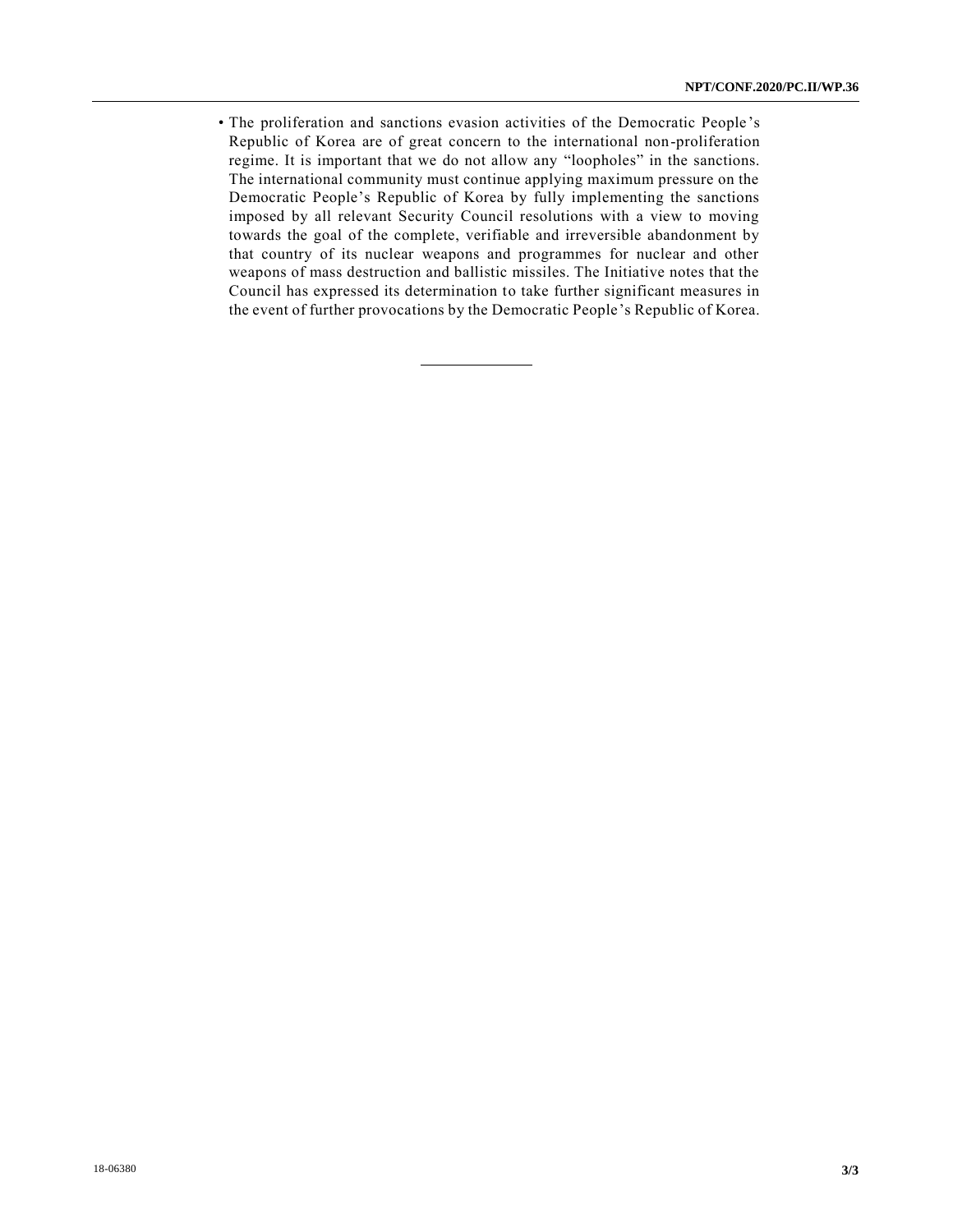- The proliferation and sanctions evasion activities of the Democratic People's Republic of Korea are of great concern to the international non-proliferation regime. It is important that we do not allow any "loopholes" in the sanctions. The international community must continue applying maximum pressure on the Democratic People's Republic of Korea by fully implementing the sanctions imposed by all relevant Security Council resolutions with a view to moving towards the goal of the complete, verifiable and irreversible abandonment by that country of its nuclear weapons and programmes for nuclear and other weapons of mass destruction and ballistic missiles. The Initiative notes that the Council has expressed its determination to take further significant measures in the event of further provocations by the Democratic People's Republic of Korea.